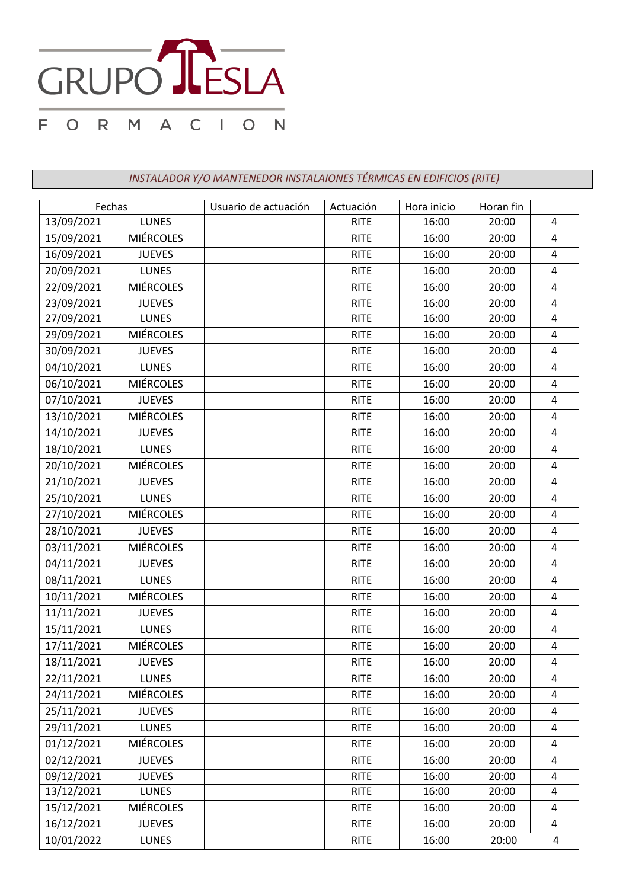GRUPO TESLA

FORMACION

*INSTALADOR Y/O MANTENEDOR INSTALAIONES TÉRMICAS EN EDIFICIOS (RITE)*

| Fechas | | Usuario de actuación | Actuación | Hora inicio | Horan fin | |
|---|---|---|---|---|---|---|
| 13/09/2021 | LUNES | | RITE | 16:00 | 20:00 | 4 |
| 15/09/2021 | MIÉRCOLES | | RITE | 16:00 | 20:00 | 4 |
| 16/09/2021 | JUEVES | | RITE | 16:00 | 20:00 | 4 |
| 20/09/2021 | LUNES | | RITE | 16:00 | 20:00 | 4 |
| 22/09/2021 | MIÉRCOLES | | RITE | 16:00 | 20:00 | 4 |
| 23/09/2021 | JUEVES | | RITE | 16:00 | 20:00 | 4 |
| 27/09/2021 | LUNES | | RITE | 16:00 | 20:00 | 4 |
| 29/09/2021 | MIÉRCOLES | | RITE | 16:00 | 20:00 | 4 |
| 30/09/2021 | JUEVES | | RITE | 16:00 | 20:00 | 4 |
| 04/10/2021 | LUNES | | RITE | 16:00 | 20:00 | 4 |
| 06/10/2021 | MIÉRCOLES | | RITE | 16:00 | 20:00 | 4 |
| 07/10/2021 | JUEVES | | RITE | 16:00 | 20:00 | 4 |
| 13/10/2021 | MIÉRCOLES | | RITE | 16:00 | 20:00 | 4 |
| 14/10/2021 | JUEVES | | RITE | 16:00 | 20:00 | 4 |
| 18/10/2021 | LUNES | | RITE | 16:00 | 20:00 | 4 |
| 20/10/2021 | MIÉRCOLES | | RITE | 16:00 | 20:00 | 4 |
| 21/10/2021 | JUEVES | | RITE | 16:00 | 20:00 | 4 |
| 25/10/2021 | LUNES | | RITE | 16:00 | 20:00 | 4 |
| 27/10/2021 | MIÉRCOLES | | RITE | 16:00 | 20:00 | 4 |
| 28/10/2021 | JUEVES | | RITE | 16:00 | 20:00 | 4 |
| 03/11/2021 | MIÉRCOLES | | RITE | 16:00 | 20:00 | 4 |
| 04/11/2021 | JUEVES | | RITE | 16:00 | 20:00 | 4 |
| 08/11/2021 | LUNES | | RITE | 16:00 | 20:00 | 4 |
| 10/11/2021 | MIÉRCOLES | | RITE | 16:00 | 20:00 | 4 |
| 11/11/2021 | JUEVES | | RITE | 16:00 | 20:00 | 4 |
| 15/11/2021 | LUNES | | RITE | 16:00 | 20:00 | 4 |
| 17/11/2021 | MIÉRCOLES | | RITE | 16:00 | 20:00 | 4 |
| 18/11/2021 | JUEVES | | RITE | 16:00 | 20:00 | 4 |
| 22/11/2021 | LUNES | | RITE | 16:00 | 20:00 | 4 |
| 24/11/2021 | MIÉRCOLES | | RITE | 16:00 | 20:00 | 4 |
| 25/11/2021 | JUEVES | | RITE | 16:00 | 20:00 | 4 |
| 29/11/2021 | LUNES | | RITE | 16:00 | 20:00 | 4 |
| 01/12/2021 | MIÉRCOLES | | RITE | 16:00 | 20:00 | 4 |
| 02/12/2021 | JUEVES | | RITE | 16:00 | 20:00 | 4 |
| 09/12/2021 | JUEVES | | RITE | 16:00 | 20:00 | 4 |
| 13/12/2021 | LUNES | | RITE | 16:00 | 20:00 | 4 |
| 15/12/2021 | MIÉRCOLES | | RITE | 16:00 | 20:00 | 4 |
| 16/12/2021 | JUEVES | | RITE | 16:00 | 20:00 | 4 |
| 10/01/2022 | LUNES | | RITE | 16:00 | 20:00 | 4 |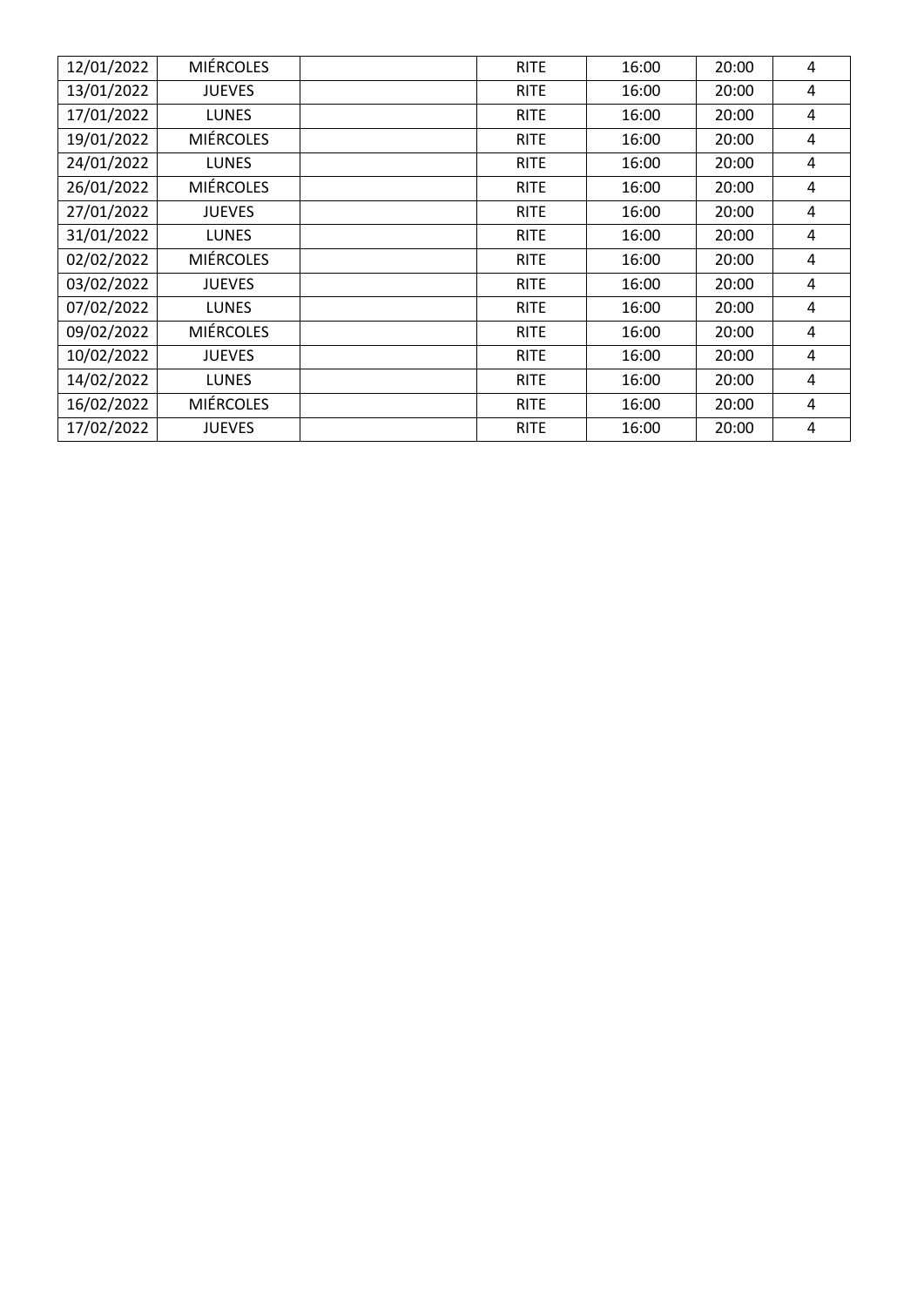| | | | | | | |
|---|---|---|---|---|---|---|
| 12/01/2022 | MIÉRCOLES | | RITE | 16:00 | 20:00 | 4 |
| 13/01/2022 | JUEVES | | RITE | 16:00 | 20:00 | 4 |
| 17/01/2022 | LUNES | | RITE | 16:00 | 20:00 | 4 |
| 19/01/2022 | MIÉRCOLES | | RITE | 16:00 | 20:00 | 4 |
| 24/01/2022 | LUNES | | RITE | 16:00 | 20:00 | 4 |
| 26/01/2022 | MIÉRCOLES | | RITE | 16:00 | 20:00 | 4 |
| 27/01/2022 | JUEVES | | RITE | 16:00 | 20:00 | 4 |
| 31/01/2022 | LUNES | | RITE | 16:00 | 20:00 | 4 |
| 02/02/2022 | MIÉRCOLES | | RITE | 16:00 | 20:00 | 4 |
| 03/02/2022 | JUEVES | | RITE | 16:00 | 20:00 | 4 |
| 07/02/2022 | LUNES | | RITE | 16:00 | 20:00 | 4 |
| 09/02/2022 | MIÉRCOLES | | RITE | 16:00 | 20:00 | 4 |
| 10/02/2022 | JUEVES | | RITE | 16:00 | 20:00 | 4 |
| 14/02/2022 | LUNES | | RITE | 16:00 | 20:00 | 4 |
| 16/02/2022 | MIÉRCOLES | | RITE | 16:00 | 20:00 | 4 |
| 17/02/2022 | JUEVES | | RITE | 16:00 | 20:00 | 4 |